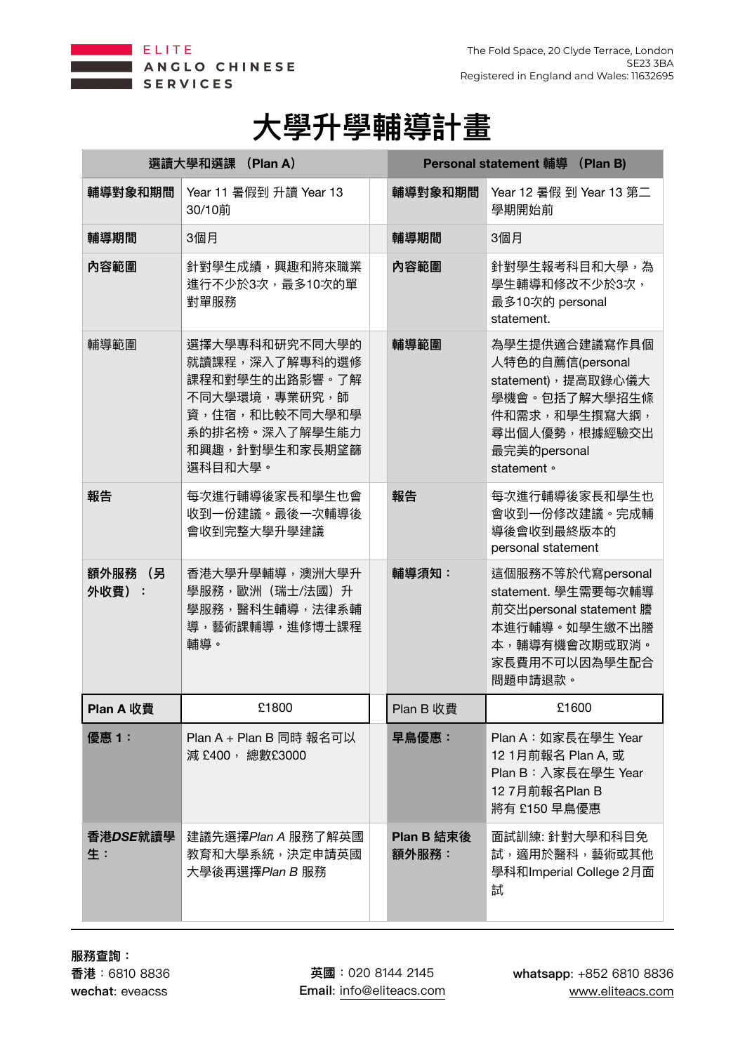ELITE ANGLO CHINESE SERVICES

The Fold Space, 20 Clyde Terrace, London
SE23 3BA
Registered in England and Wales: 11632695

# 大學升學輔導計畫

| 選讀大學和選課 （Plan A） | | | Personal statement 輔導 （Plan B） | |
|---|---|---|---|---|
| **輔導對象和期間** | Year 11 暑假到 升讀 Year 13 30/10前 | | **輔導對象和期間** | Year 12 暑假 到 Year 13 第二學期開始前 |
| **輔導期間** | 3個月 | | **輔導期間** | 3個月 |
| **內容範圍** | 針對學生成績，興趣和將來職業進行不少於3次，最多10次的單對單服務 | | **內容範圍** | 針對學生報考科目和大學，為學生輔導和修改不少於3次，最多10次的 personal statement. |
| 輔導範圍 | 選擇大學專科和研究不同大學的就讀課程，深入了解專科的選修課程和對學生的出路影響。了解不同大學環境，專業研究，師資，住宿，和比較不同大學和學系的排名榜。深入了解學生能力和興趣，針對學生和家長期望篩選科目和大學。 | | **輔導範圍** | 為學生提供適合建議寫作具個人特色的自薦信(personal statement)，提高取錄心儀大學機會。包括了解大學招生條件和需求，和學生撰寫大綱，尋出個人優勢，根據經驗交出最完美的personal statement。 |
| **報告** | 每次進行輔導後家長和學生也會收到一份建議。最後一次輔導後會收到完整大學升學建議 | | **報告** | 每次進行輔導後家長和學生也會收到一份修改建議。完成輔導後會收到最終版本的 personal statement |
| **額外服務 （另外收費）：** | 香港大學升學輔導，澳洲大學升學服務，歐洲（瑞士/法國）升學服務，醫科生輔導，法律系輔導，藝術課輔導，進修博士課程輔導。 | | **輔導須知：** | 這個服務不等於代寫personal statement. 學生需要每次輔導前交出personal statement 謄本進行輔導。如學生繳不出謄本，輔導有機會改期或取消。家長費用不可以因為學生配合問題申請退款。 |
| **Plan A 收費** | £1800 | | Plan B 收費 | £1600 |
| **優惠 1：** | Plan A + Plan B 同時 報名可以減 £400， 總數£3000 | | **早鳥優惠：** | Plan A：如家長在學生 Year 12 1月前報名 Plan A, 或 Plan B：入家長在學生 Year 12 7月前報名Plan B 將有 £150 早鳥優惠 |
| **香港*DSE*就讀學生：** | 建議先選擇*Plan A* 服務了解英國教育和大學系統，決定申請英國大學後再選擇*Plan B* 服務 | | **Plan B 結束後額外服務：** | 面試訓練: 針對大學和科目免試，適用於醫科，藝術或其他學科和Imperial College 2月面試 |

**服務查詢：**
**香港**：6810 8836
**wechat**: eveacss

**英國**：020 8144 2145
**Email**: info@eliteacs.com

**whatsapp**: +852 6810 8836
www.eliteacs.com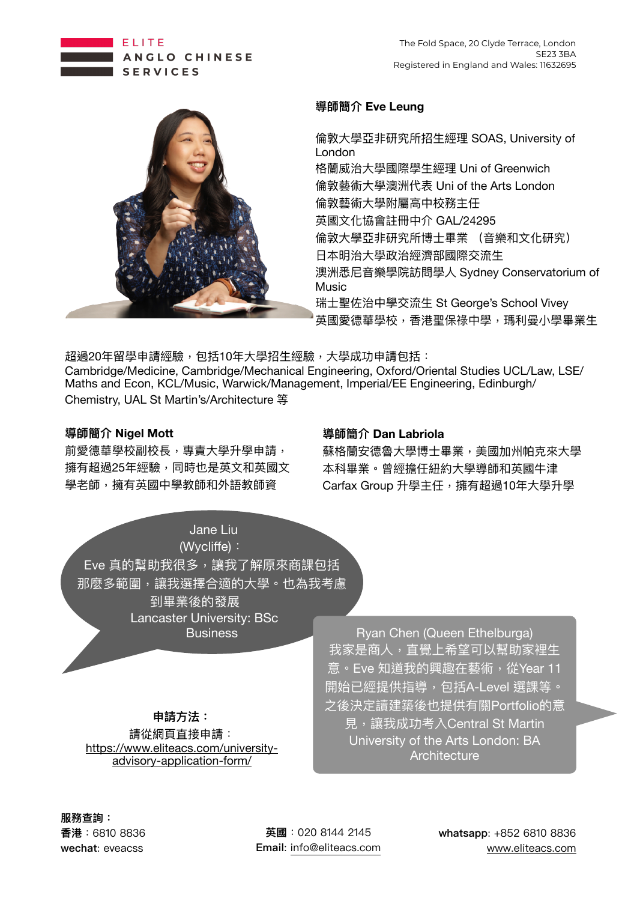ELITE
ANGLO CHINESE
SERVICES

The Fold Space, 20 Clyde Terrace, London
SE23 3BA
Registered in England and Wales: 11632695

### 導師簡介 Eve Leung

倫敦大學亞非研究所招生經理 SOAS, University of London
格蘭威治大學國際學生經理 Uni of Greenwich
倫敦藝術大學澳洲代表 Uni of the Arts London
倫敦藝術大學附屬高中校務主任
英國文化協會註冊中介 GAL/24295
倫敦大學亞非研究所博士畢業 （音樂和文化研究）
日本明治大學政治經濟部國際交流生
澳洲悉尼音樂學院訪問學人 Sydney Conservatorium of Music
瑞士聖佐治中學交流生 St George's School Vivey
英國愛德華學校，香港聖保祿中學，瑪利曼小學畢業生

超過20年留學申請經驗，包括10年大學招生經驗，大學成功申請包括：
Cambridge/Medicine, Cambridge/Mechanical Engineering, Oxford/Oriental Studies UCL/Law, LSE/Maths and Econ, KCL/Music, Warwick/Management, Imperial/EE Engineering, Edinburgh/Chemistry, UAL St Martin's/Architecture 等

### 導師簡介 Nigel Mott

前愛德華學校副校長，專責大學升學申請，擁有超過25年經驗，同時也是英文和英國文學老師，擁有英國中學教師和外語教師資

### 導師簡介 Dan Labriola

蘇格蘭安德魯大學博士畢業，美國加州帕克來大學本科畢業。曾經擔任紐約大學導師和英國牛津 Carfax Group 升學主任，擁有超過10年大學升學

Jane Liu
(Wycliffe)：
Eve 真的幫助我很多，讓我了解原來商課包括那麼多範圍，讓我選擇合適的大學。也為我考慮到畢業後的發展
Lancaster University: BSc Business

Ryan Chen (Queen Ethelburga)
我家是商人，直覺上希望可以幫助家裡生意。Eve 知道我的興趣在藝術，從Year 11開始已經提供指導，包括A-Level 選課等。之後決定讀建築後也提供有關Portfolio的意見，讓我成功考入Central St Martin University of the Arts London: BA Architecture

**申請方法：**
請從網頁直接申請：
https://www.eliteacs.com/university-advisory-application-form/

**服務查詢：**
**香港**：6810 8836
**wechat**: eveacss
**英國**：020 8144 2145
**Email**: info@eliteacs.com
**whatsapp**: +852 6810 8836
www.eliteacs.com